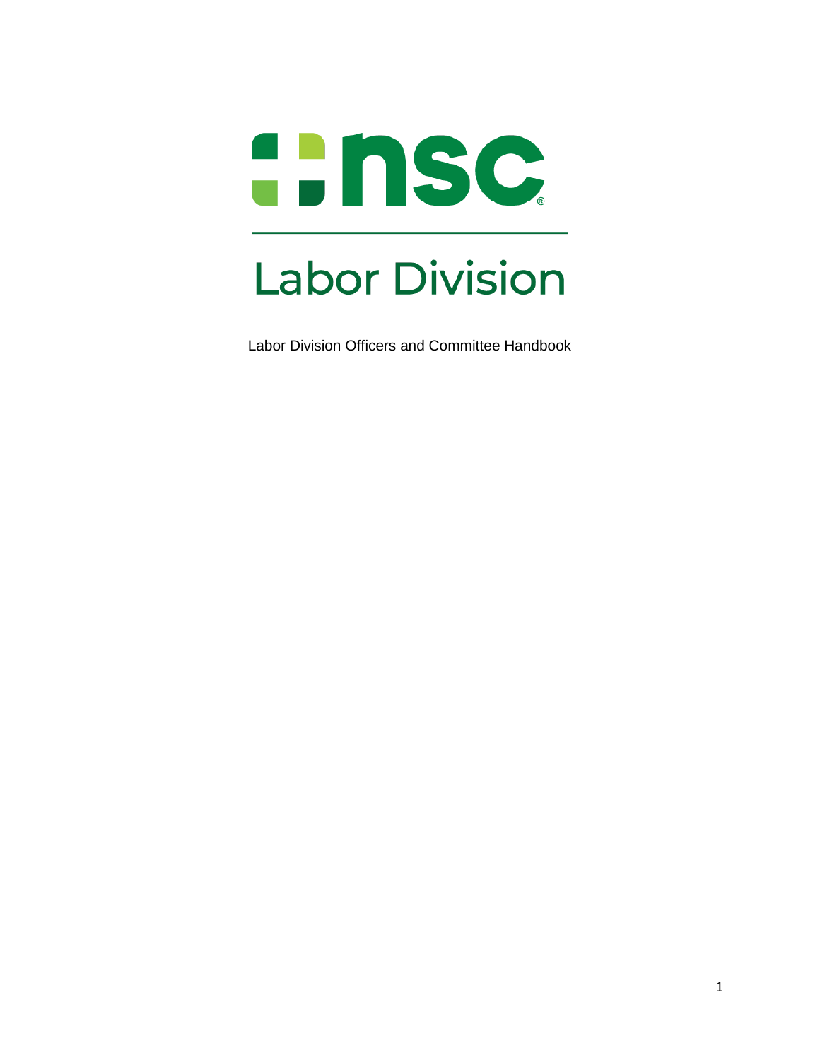# nsc

# Labor Division

Labor Division Officers and Committee Handbook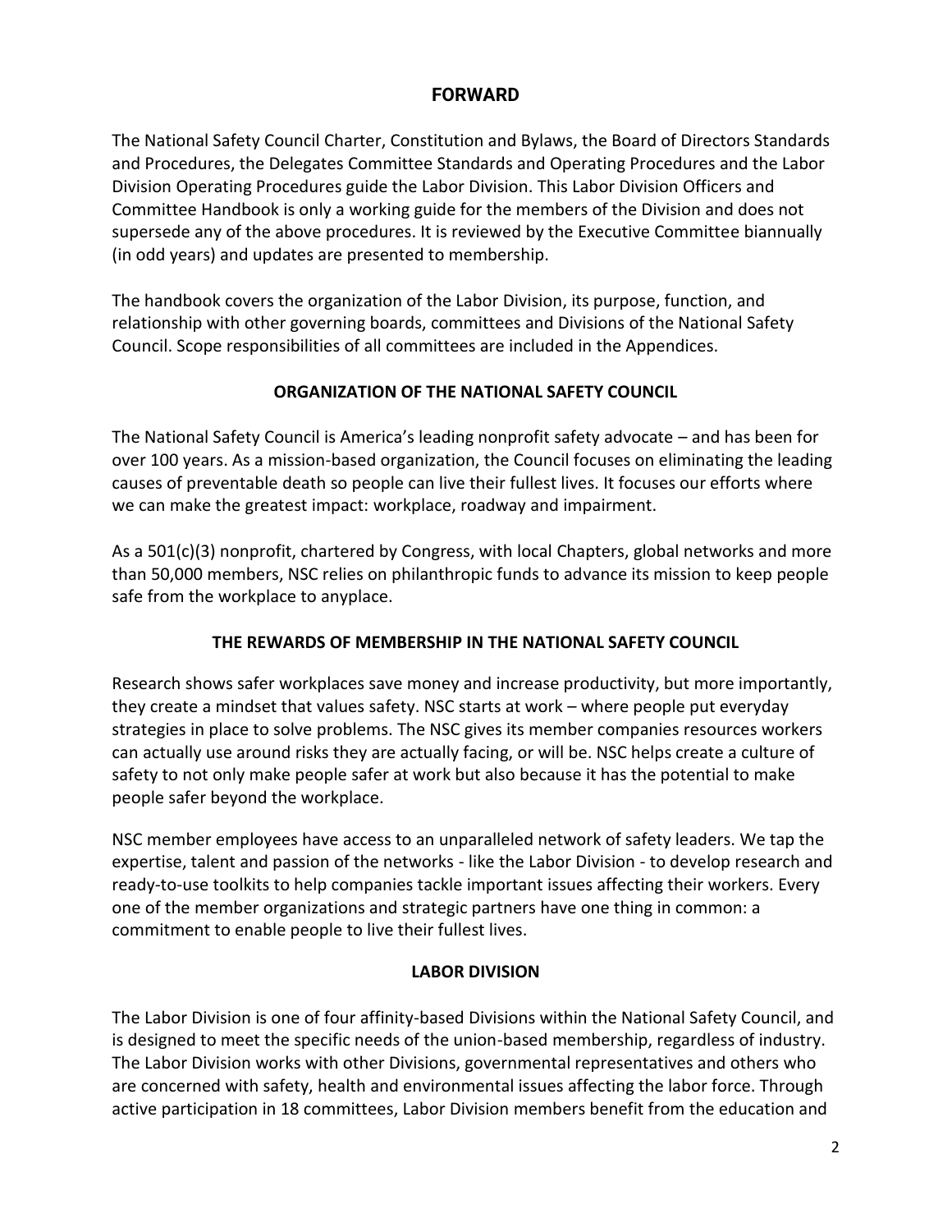## FORWARD

The National Safety Council Charter, Constitution and Bylaws, the Board of Directors Standards and Procedures, the Delegates Committee Standards and Operating Procedures and the Labor Division Operating Procedures guide the Labor Division. This Labor Division Officers and Committee Handbook is only a working guide for the members of the Division and does not supersede any of the above procedures. It is reviewed by the Executive Committee biannually (in odd years) and updates are presented to membership.

The handbook covers the organization of the Labor Division, its purpose, function, and relationship with other governing boards, committees and Divisions of the National Safety Council. Scope responsibilities of all committees are included in the Appendices.

## ORGANIZATION OF THE NATIONAL SAFETY COUNCIL

The National Safety Council is America's leading nonprofit safety advocate – and has been for over 100 years. As a mission-based organization, the Council focuses on eliminating the leading causes of preventable death so people can live their fullest lives. It focuses our efforts where we can make the greatest impact: workplace, roadway and impairment.

As a 501(c)(3) nonprofit, chartered by Congress, with local Chapters, global networks and more than 50,000 members, NSC relies on philanthropic funds to advance its mission to keep people safe from the workplace to anyplace.

## THE REWARDS OF MEMBERSHIP IN THE NATIONAL SAFETY COUNCIL

Research shows safer workplaces save money and increase productivity, but more importantly, they create a mindset that values safety. NSC starts at work – where people put everyday strategies in place to solve problems. The NSC gives its member companies resources workers can actually use around risks they are actually facing, or will be. NSC helps create a culture of safety to not only make people safer at work but also because it has the potential to make people safer beyond the workplace.

NSC member employees have access to an unparalleled network of safety leaders. We tap the expertise, talent and passion of the networks - like the Labor Division - to develop research and ready-to-use toolkits to help companies tackle important issues affecting their workers. Every one of the member organizations and strategic partners have one thing in common: a commitment to enable people to live their fullest lives.

## LABOR DIVISION

The Labor Division is one of four affinity-based Divisions within the National Safety Council, and is designed to meet the specific needs of the union-based membership, regardless of industry. The Labor Division works with other Divisions, governmental representatives and others who are concerned with safety, health and environmental issues affecting the labor force. Through active participation in 18 committees, Labor Division members benefit from the education and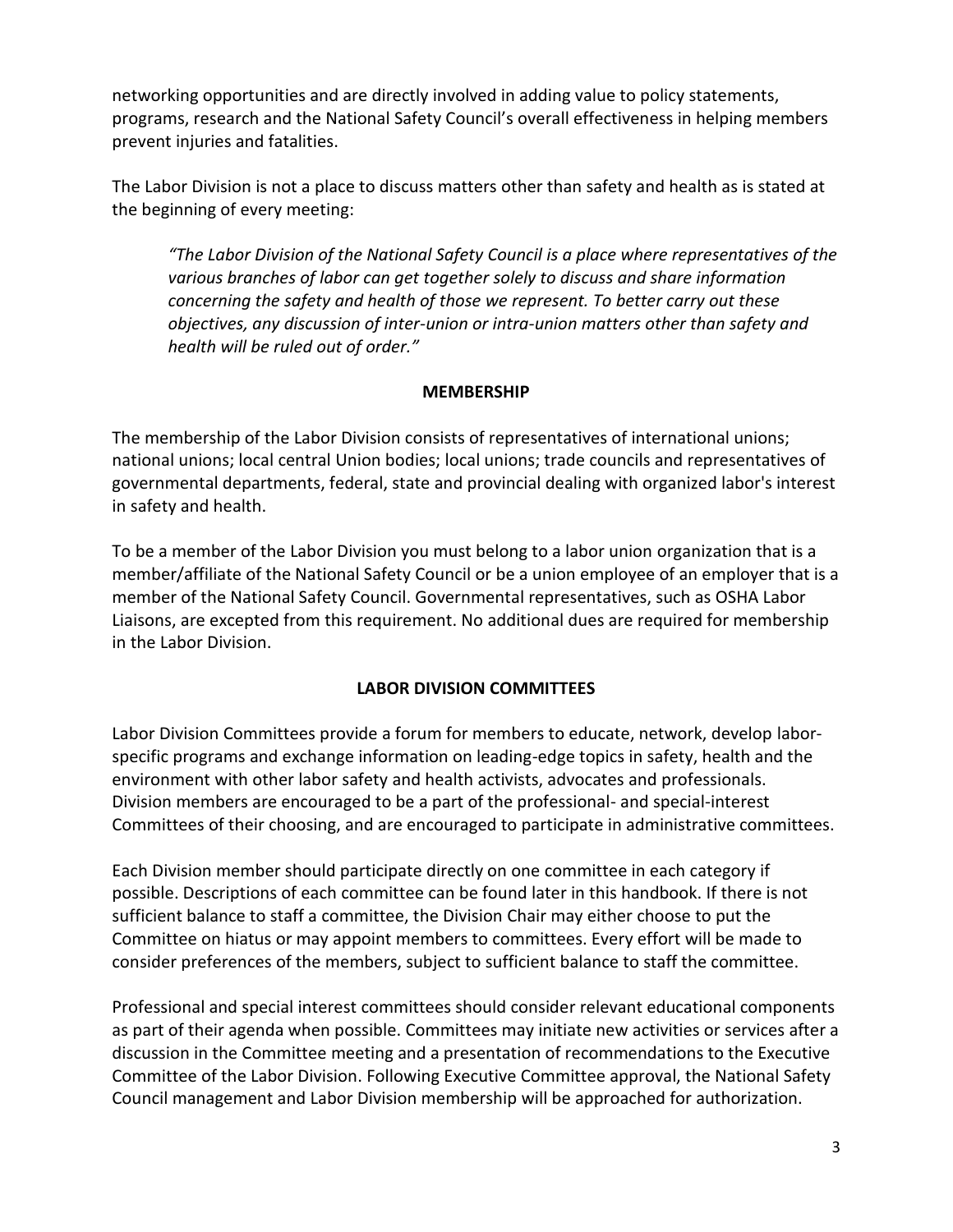networking opportunities and are directly involved in adding value to policy statements, programs, research and the National Safety Council's overall effectiveness in helping members prevent injuries and fatalities.

The Labor Division is not a place to discuss matters other than safety and health as is stated at the beginning of every meeting:

> *"The Labor Division of the National Safety Council is a place where representatives of the various branches of labor can get together solely to discuss and share information concerning the safety and health of those we represent. To better carry out these objectives, any discussion of inter-union or intra-union matters other than safety and health will be ruled out of order."*

## MEMBERSHIP

The membership of the Labor Division consists of representatives of international unions; national unions; local central Union bodies; local unions; trade councils and representatives of governmental departments, federal, state and provincial dealing with organized labor's interest in safety and health.

To be a member of the Labor Division you must belong to a labor union organization that is a member/affiliate of the National Safety Council or be a union employee of an employer that is a member of the National Safety Council. Governmental representatives, such as OSHA Labor Liaisons, are excepted from this requirement. No additional dues are required for membership in the Labor Division.

## LABOR DIVISION COMMITTEES

Labor Division Committees provide a forum for members to educate, network, develop labor-specific programs and exchange information on leading-edge topics in safety, health and the environment with other labor safety and health activists, advocates and professionals. Division members are encouraged to be a part of the professional- and special-interest Committees of their choosing, and are encouraged to participate in administrative committees.

Each Division member should participate directly on one committee in each category if possible. Descriptions of each committee can be found later in this handbook. If there is not sufficient balance to staff a committee, the Division Chair may either choose to put the Committee on hiatus or may appoint members to committees. Every effort will be made to consider preferences of the members, subject to sufficient balance to staff the committee.

Professional and special interest committees should consider relevant educational components as part of their agenda when possible. Committees may initiate new activities or services after a discussion in the Committee meeting and a presentation of recommendations to the Executive Committee of the Labor Division. Following Executive Committee approval, the National Safety Council management and Labor Division membership will be approached for authorization.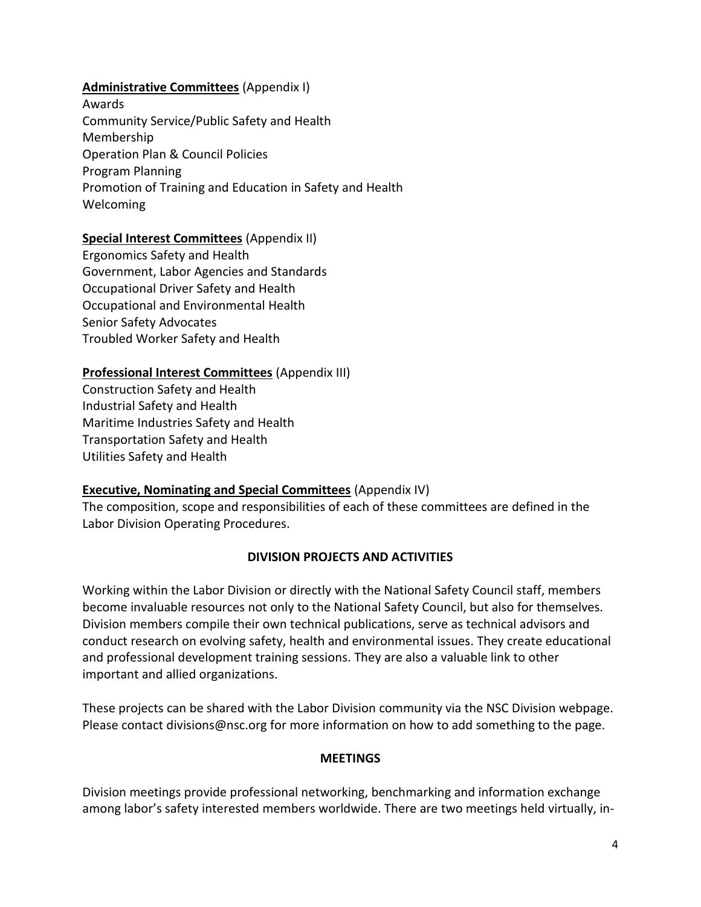**Administrative Committees** (Appendix I)
Awards
Community Service/Public Safety and Health
Membership
Operation Plan & Council Policies
Program Planning
Promotion of Training and Education in Safety and Health
Welcoming

**Special Interest Committees** (Appendix II)
Ergonomics Safety and Health
Government, Labor Agencies and Standards
Occupational Driver Safety and Health
Occupational and Environmental Health
Senior Safety Advocates
Troubled Worker Safety and Health

**Professional Interest Committees** (Appendix III)
Construction Safety and Health
Industrial Safety and Health
Maritime Industries Safety and Health
Transportation Safety and Health
Utilities Safety and Health

**Executive, Nominating and Special Committees** (Appendix IV)
The composition, scope and responsibilities of each of these committees are defined in the Labor Division Operating Procedures.

## DIVISION PROJECTS AND ACTIVITIES

Working within the Labor Division or directly with the National Safety Council staff, members become invaluable resources not only to the National Safety Council, but also for themselves. Division members compile their own technical publications, serve as technical advisors and conduct research on evolving safety, health and environmental issues. They create educational and professional development training sessions. They are also a valuable link to other important and allied organizations.

These projects can be shared with the Labor Division community via the NSC Division webpage. Please contact divisions@nsc.org for more information on how to add something to the page.

## MEETINGS

Division meetings provide professional networking, benchmarking and information exchange among labor's safety interested members worldwide. There are two meetings held virtually, in-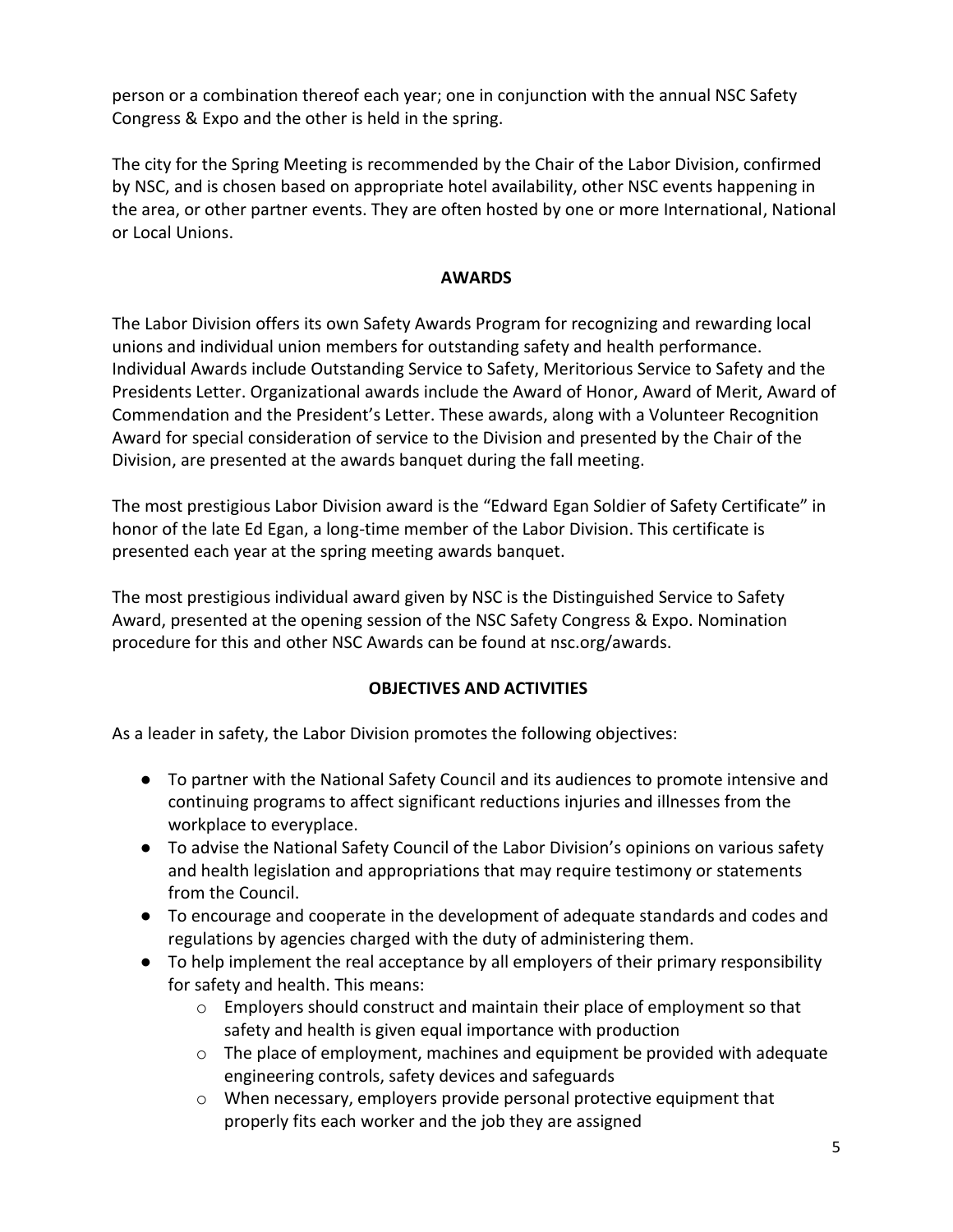person or a combination thereof each year; one in conjunction with the annual NSC Safety Congress & Expo and the other is held in the spring.

The city for the Spring Meeting is recommended by the Chair of the Labor Division, confirmed by NSC, and is chosen based on appropriate hotel availability, other NSC events happening in the area, or other partner events. They are often hosted by one or more International, National or Local Unions.

## AWARDS

The Labor Division offers its own Safety Awards Program for recognizing and rewarding local unions and individual union members for outstanding safety and health performance. Individual Awards include Outstanding Service to Safety, Meritorious Service to Safety and the Presidents Letter. Organizational awards include the Award of Honor, Award of Merit, Award of Commendation and the President's Letter. These awards, along with a Volunteer Recognition Award for special consideration of service to the Division and presented by the Chair of the Division, are presented at the awards banquet during the fall meeting.

The most prestigious Labor Division award is the "Edward Egan Soldier of Safety Certificate" in honor of the late Ed Egan, a long-time member of the Labor Division. This certificate is presented each year at the spring meeting awards banquet.

The most prestigious individual award given by NSC is the Distinguished Service to Safety Award, presented at the opening session of the NSC Safety Congress & Expo. Nomination procedure for this and other NSC Awards can be found at nsc.org/awards.

## OBJECTIVES AND ACTIVITIES

As a leader in safety, the Labor Division promotes the following objectives:

- To partner with the National Safety Council and its audiences to promote intensive and continuing programs to affect significant reductions injuries and illnesses from the workplace to everyplace.
- To advise the National Safety Council of the Labor Division's opinions on various safety and health legislation and appropriations that may require testimony or statements from the Council.
- To encourage and cooperate in the development of adequate standards and codes and regulations by agencies charged with the duty of administering them.
- To help implement the real acceptance by all employers of their primary responsibility for safety and health. This means:
  - Employers should construct and maintain their place of employment so that safety and health is given equal importance with production
  - The place of employment, machines and equipment be provided with adequate engineering controls, safety devices and safeguards
  - When necessary, employers provide personal protective equipment that properly fits each worker and the job they are assigned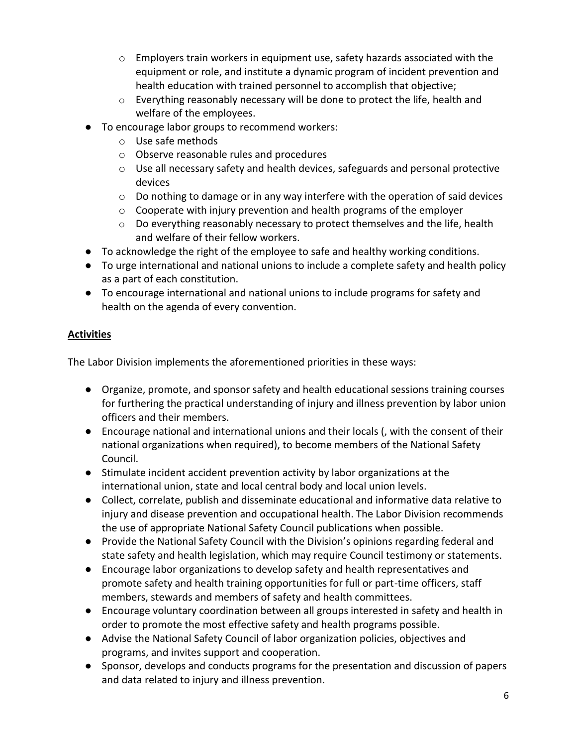- Employers train workers in equipment use, safety hazards associated with the equipment or role, and institute a dynamic program of incident prevention and health education with trained personnel to accomplish that objective;
    - Everything reasonably necessary will be done to protect the life, health and welfare of the employees.
- To encourage labor groups to recommend workers:
    - Use safe methods
    - Observe reasonable rules and procedures
    - Use all necessary safety and health devices, safeguards and personal protective devices
    - Do nothing to damage or in any way interfere with the operation of said devices
    - Cooperate with injury prevention and health programs of the employer
    - Do everything reasonably necessary to protect themselves and the life, health and welfare of their fellow workers.
- To acknowledge the right of the employee to safe and healthy working conditions.
- To urge international and national unions to include a complete safety and health policy as a part of each constitution.
- To encourage international and national unions to include programs for safety and health on the agenda of every convention.

**Activities**

The Labor Division implements the aforementioned priorities in these ways:

- Organize, promote, and sponsor safety and health educational sessions training courses for furthering the practical understanding of injury and illness prevention by labor union officers and their members.
- Encourage national and international unions and their locals (, with the consent of their national organizations when required), to become members of the National Safety Council.
- Stimulate incident accident prevention activity by labor organizations at the international union, state and local central body and local union levels.
- Collect, correlate, publish and disseminate educational and informative data relative to injury and disease prevention and occupational health. The Labor Division recommends the use of appropriate National Safety Council publications when possible.
- Provide the National Safety Council with the Division's opinions regarding federal and state safety and health legislation, which may require Council testimony or statements.
- Encourage labor organizations to develop safety and health representatives and promote safety and health training opportunities for full or part-time officers, staff members, stewards and members of safety and health committees.
- Encourage voluntary coordination between all groups interested in safety and health in order to promote the most effective safety and health programs possible.
- Advise the National Safety Council of labor organization policies, objectives and programs, and invites support and cooperation.
- Sponsor, develops and conducts programs for the presentation and discussion of papers and data related to injury and illness prevention.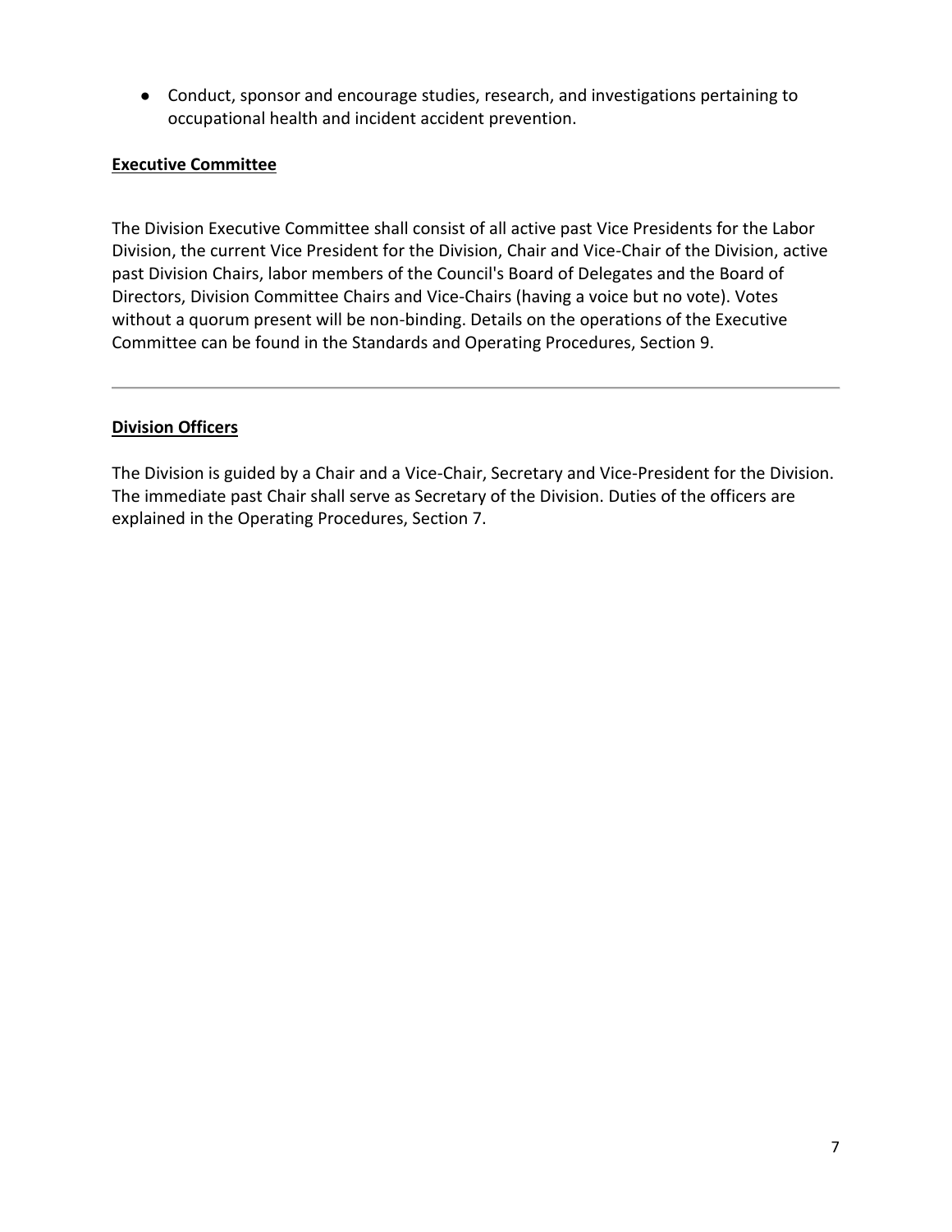- Conduct, sponsor and encourage studies, research, and investigations pertaining to occupational health and incident accident prevention.

**Executive Committee**

The Division Executive Committee shall consist of all active past Vice Presidents for the Labor Division, the current Vice President for the Division, Chair and Vice-Chair of the Division, active past Division Chairs, labor members of the Council's Board of Delegates and the Board of Directors, Division Committee Chairs and Vice-Chairs (having a voice but no vote). Votes without a quorum present will be non-binding. Details on the operations of the Executive Committee can be found in the Standards and Operating Procedures, Section 9.

---

**Division Officers**

The Division is guided by a Chair and a Vice-Chair, Secretary and Vice-President for the Division. The immediate past Chair shall serve as Secretary of the Division. Duties of the officers are explained in the Operating Procedures, Section 7.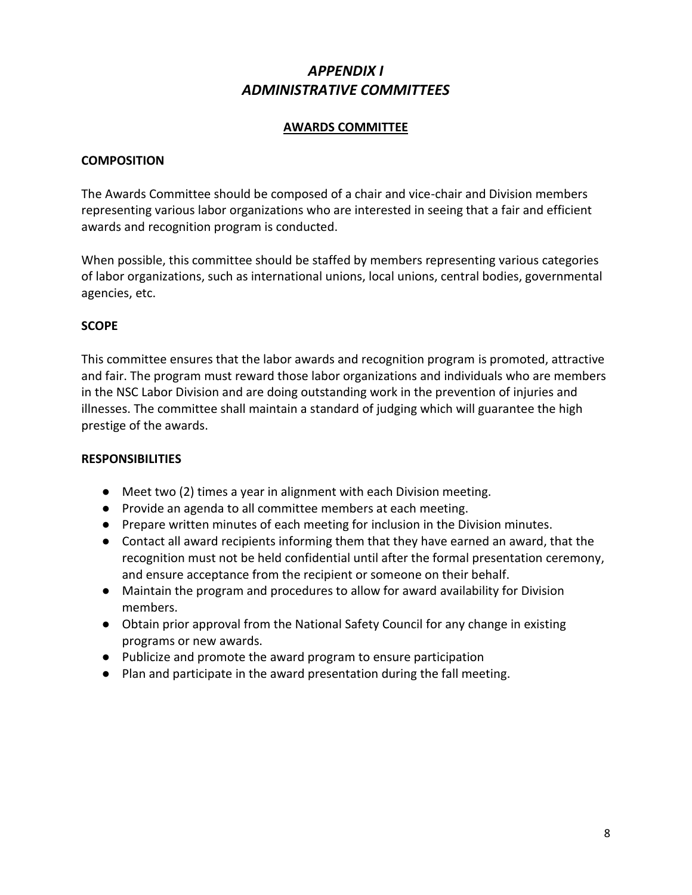# *APPENDIX I*
# *ADMINISTRATIVE COMMITTEES*

## AWARDS COMMITTEE

### COMPOSITION

The Awards Committee should be composed of a chair and vice-chair and Division members representing various labor organizations who are interested in seeing that a fair and efficient awards and recognition program is conducted.

When possible, this committee should be staffed by members representing various categories of labor organizations, such as international unions, local unions, central bodies, governmental agencies, etc.

### SCOPE

This committee ensures that the labor awards and recognition program is promoted, attractive and fair. The program must reward those labor organizations and individuals who are members in the NSC Labor Division and are doing outstanding work in the prevention of injuries and illnesses. The committee shall maintain a standard of judging which will guarantee the high prestige of the awards.

### RESPONSIBILITIES

- Meet two (2) times a year in alignment with each Division meeting.
- Provide an agenda to all committee members at each meeting.
- Prepare written minutes of each meeting for inclusion in the Division minutes.
- Contact all award recipients informing them that they have earned an award, that the recognition must not be held confidential until after the formal presentation ceremony, and ensure acceptance from the recipient or someone on their behalf.
- Maintain the program and procedures to allow for award availability for Division members.
- Obtain prior approval from the National Safety Council for any change in existing programs or new awards.
- Publicize and promote the award program to ensure participation
- Plan and participate in the award presentation during the fall meeting.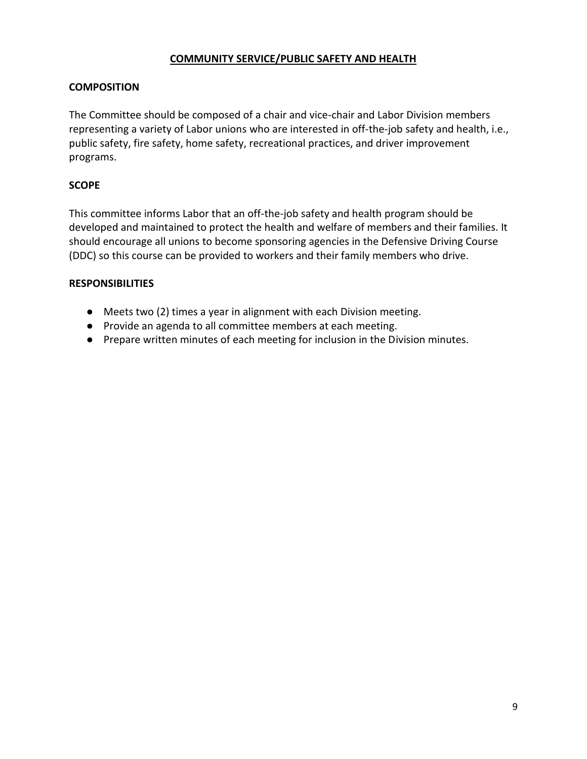## COMMUNITY SERVICE/PUBLIC SAFETY AND HEALTH

### COMPOSITION

The Committee should be composed of a chair and vice-chair and Labor Division members representing a variety of Labor unions who are interested in off-the-job safety and health, i.e., public safety, fire safety, home safety, recreational practices, and driver improvement programs.

### SCOPE

This committee informs Labor that an off-the-job safety and health program should be developed and maintained to protect the health and welfare of members and their families. It should encourage all unions to become sponsoring agencies in the Defensive Driving Course (DDC) so this course can be provided to workers and their family members who drive.

### RESPONSIBILITIES

- Meets two (2) times a year in alignment with each Division meeting.
- Provide an agenda to all committee members at each meeting.
- Prepare written minutes of each meeting for inclusion in the Division minutes.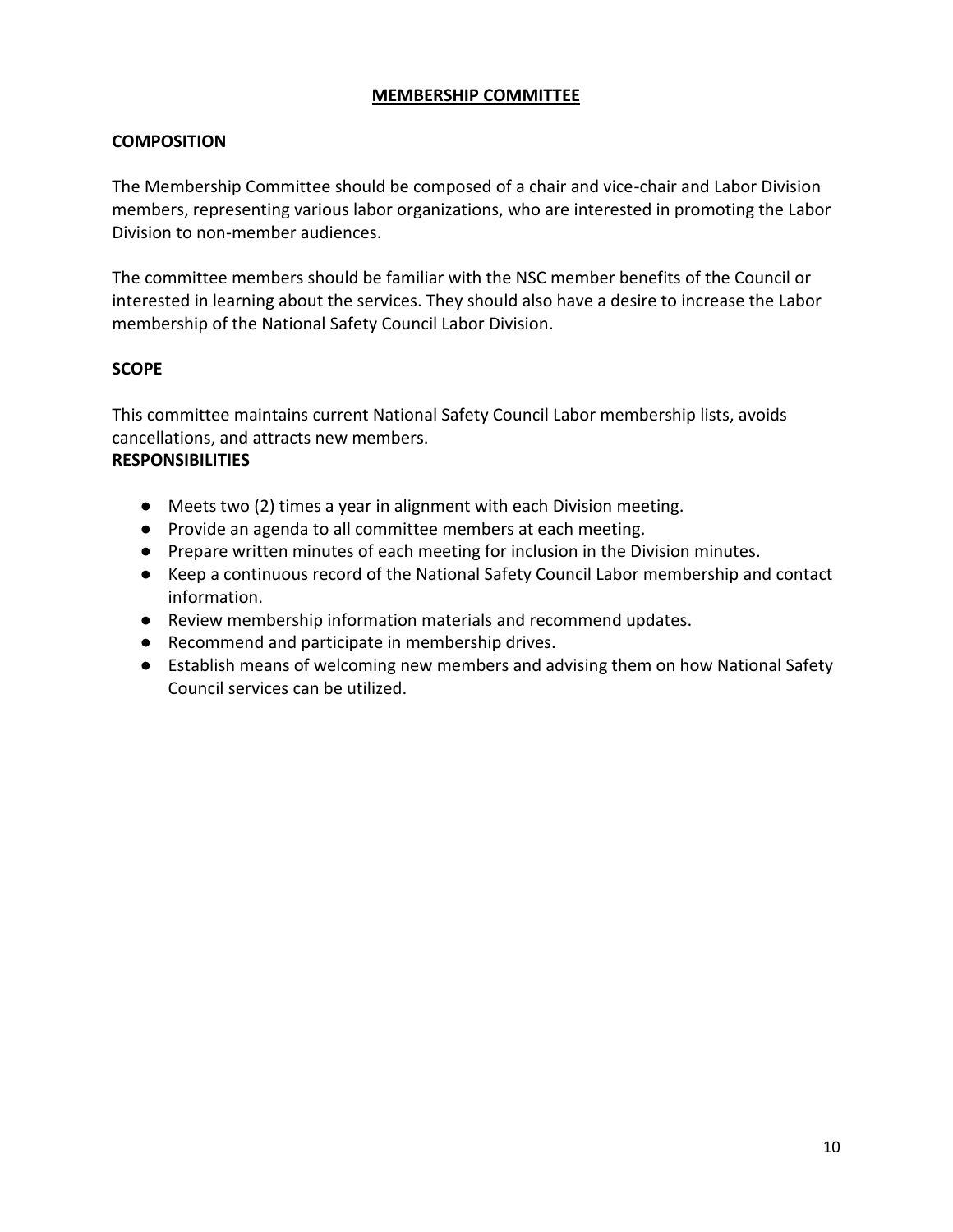## MEMBERSHIP COMMITTEE

### COMPOSITION

The Membership Committee should be composed of a chair and vice-chair and Labor Division members, representing various labor organizations, who are interested in promoting the Labor Division to non-member audiences.

The committee members should be familiar with the NSC member benefits of the Council or interested in learning about the services. They should also have a desire to increase the Labor membership of the National Safety Council Labor Division.

### SCOPE

This committee maintains current National Safety Council Labor membership lists, avoids cancellations, and attracts new members.

### RESPONSIBILITIES

- Meets two (2) times a year in alignment with each Division meeting.
- Provide an agenda to all committee members at each meeting.
- Prepare written minutes of each meeting for inclusion in the Division minutes.
- Keep a continuous record of the National Safety Council Labor membership and contact information.
- Review membership information materials and recommend updates.
- Recommend and participate in membership drives.
- Establish means of welcoming new members and advising them on how National Safety Council services can be utilized.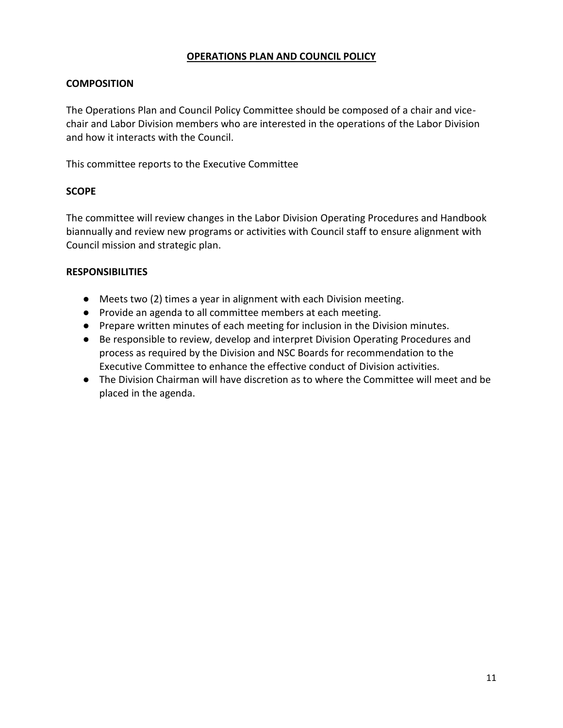# OPERATIONS PLAN AND COUNCIL POLICY

## COMPOSITION

The Operations Plan and Council Policy Committee should be composed of a chair and vice-chair and Labor Division members who are interested in the operations of the Labor Division and how it interacts with the Council.

This committee reports to the Executive Committee

## SCOPE

The committee will review changes in the Labor Division Operating Procedures and Handbook biannually and review new programs or activities with Council staff to ensure alignment with Council mission and strategic plan.

## RESPONSIBILITIES

- Meets two (2) times a year in alignment with each Division meeting.
- Provide an agenda to all committee members at each meeting.
- Prepare written minutes of each meeting for inclusion in the Division minutes.
- Be responsible to review, develop and interpret Division Operating Procedures and process as required by the Division and NSC Boards for recommendation to the Executive Committee to enhance the effective conduct of Division activities.
- The Division Chairman will have discretion as to where the Committee will meet and be placed in the agenda.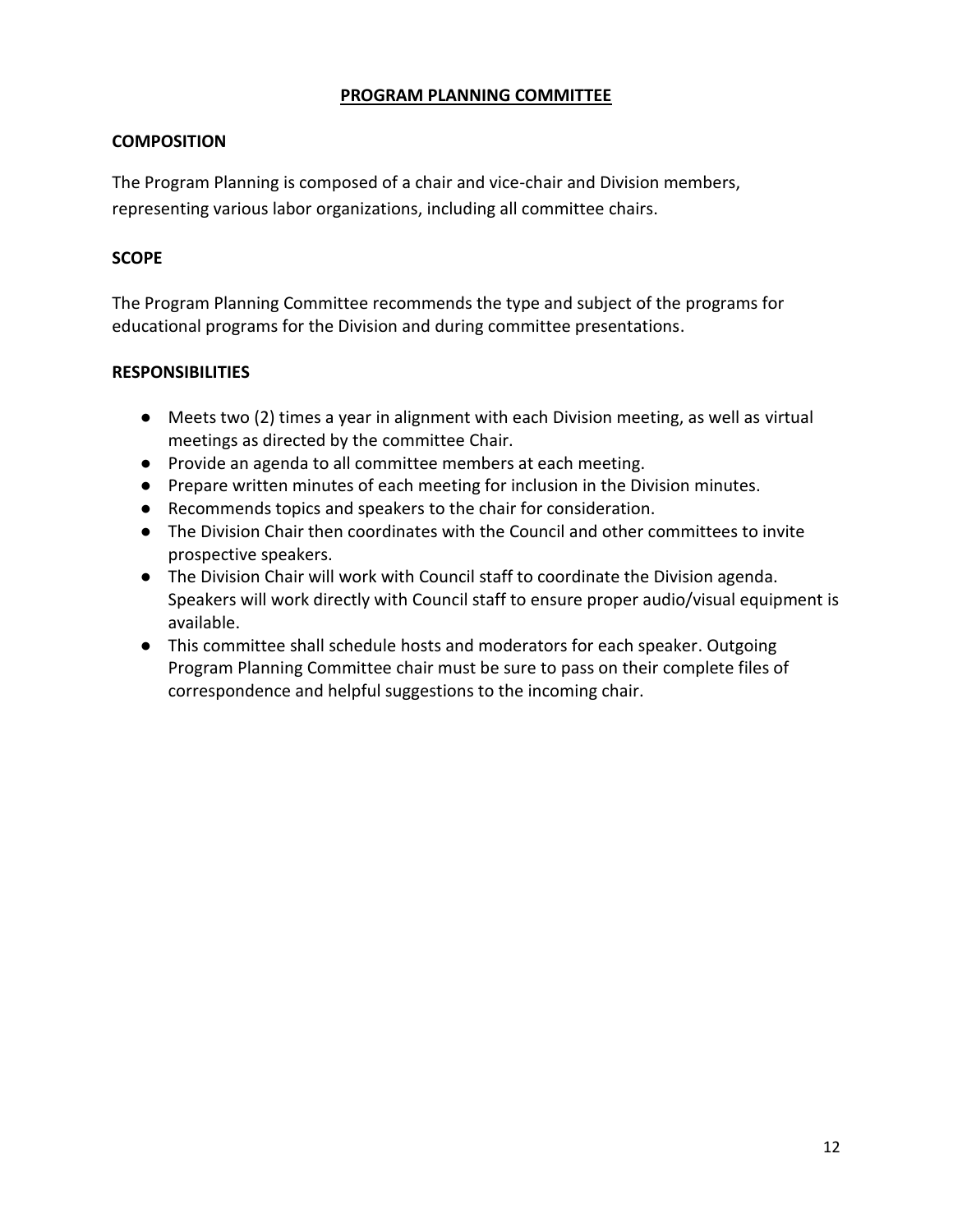## PROGRAM PLANNING COMMITTEE

### COMPOSITION

The Program Planning is composed of a chair and vice-chair and Division members, representing various labor organizations, including all committee chairs.

### SCOPE

The Program Planning Committee recommends the type and subject of the programs for educational programs for the Division and during committee presentations.

### RESPONSIBILITIES

- Meets two (2) times a year in alignment with each Division meeting, as well as virtual meetings as directed by the committee Chair.
- Provide an agenda to all committee members at each meeting.
- Prepare written minutes of each meeting for inclusion in the Division minutes.
- Recommends topics and speakers to the chair for consideration.
- The Division Chair then coordinates with the Council and other committees to invite prospective speakers.
- The Division Chair will work with Council staff to coordinate the Division agenda. Speakers will work directly with Council staff to ensure proper audio/visual equipment is available.
- This committee shall schedule hosts and moderators for each speaker. Outgoing Program Planning Committee chair must be sure to pass on their complete files of correspondence and helpful suggestions to the incoming chair.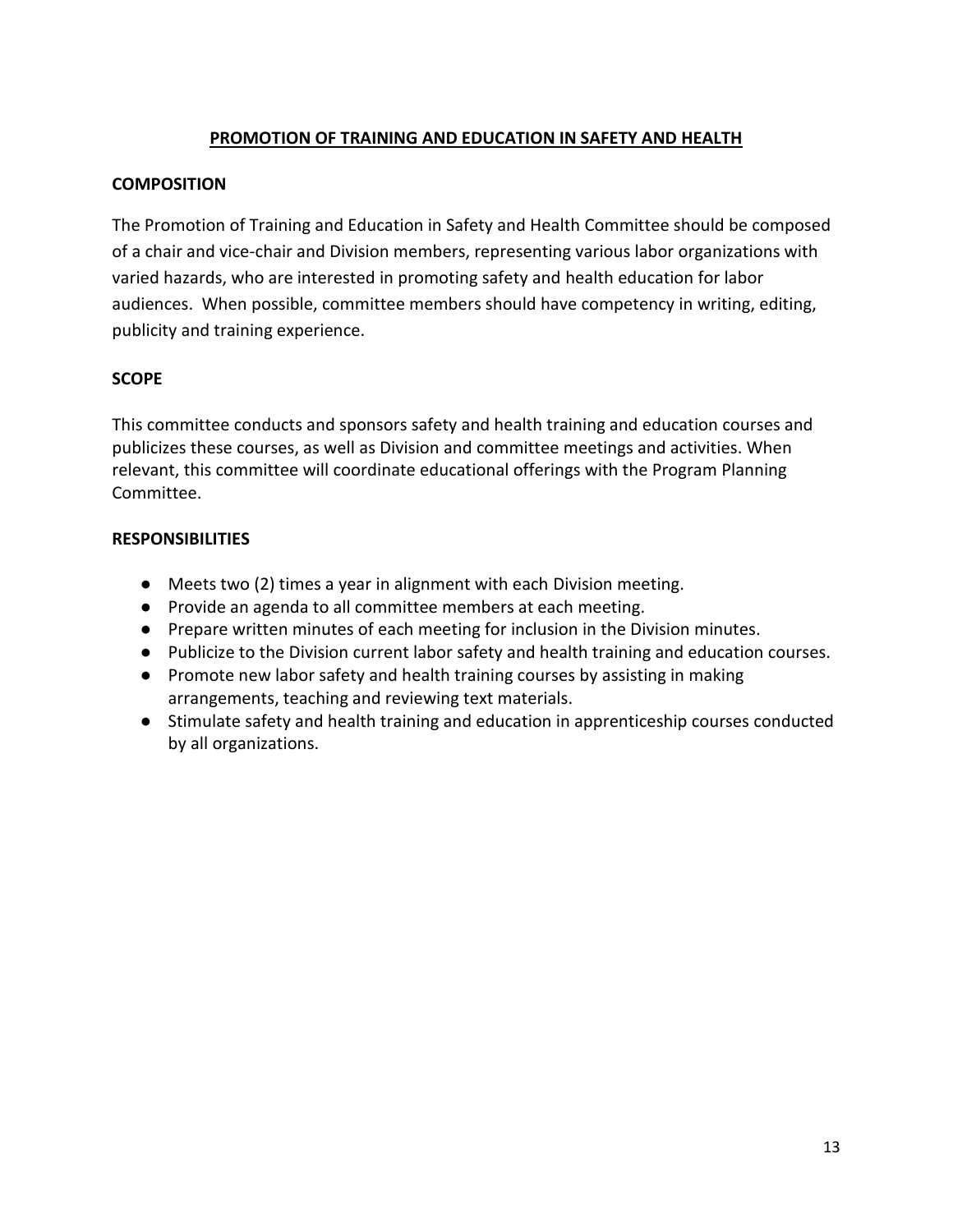## PROMOTION OF TRAINING AND EDUCATION IN SAFETY AND HEALTH

### COMPOSITION

The Promotion of Training and Education in Safety and Health Committee should be composed of a chair and vice-chair and Division members, representing various labor organizations with varied hazards, who are interested in promoting safety and health education for labor audiences. When possible, committee members should have competency in writing, editing, publicity and training experience.

### SCOPE

This committee conducts and sponsors safety and health training and education courses and publicizes these courses, as well as Division and committee meetings and activities. When relevant, this committee will coordinate educational offerings with the Program Planning Committee.

### RESPONSIBILITIES

- Meets two (2) times a year in alignment with each Division meeting.
- Provide an agenda to all committee members at each meeting.
- Prepare written minutes of each meeting for inclusion in the Division minutes.
- Publicize to the Division current labor safety and health training and education courses.
- Promote new labor safety and health training courses by assisting in making arrangements, teaching and reviewing text materials.
- Stimulate safety and health training and education in apprenticeship courses conducted by all organizations.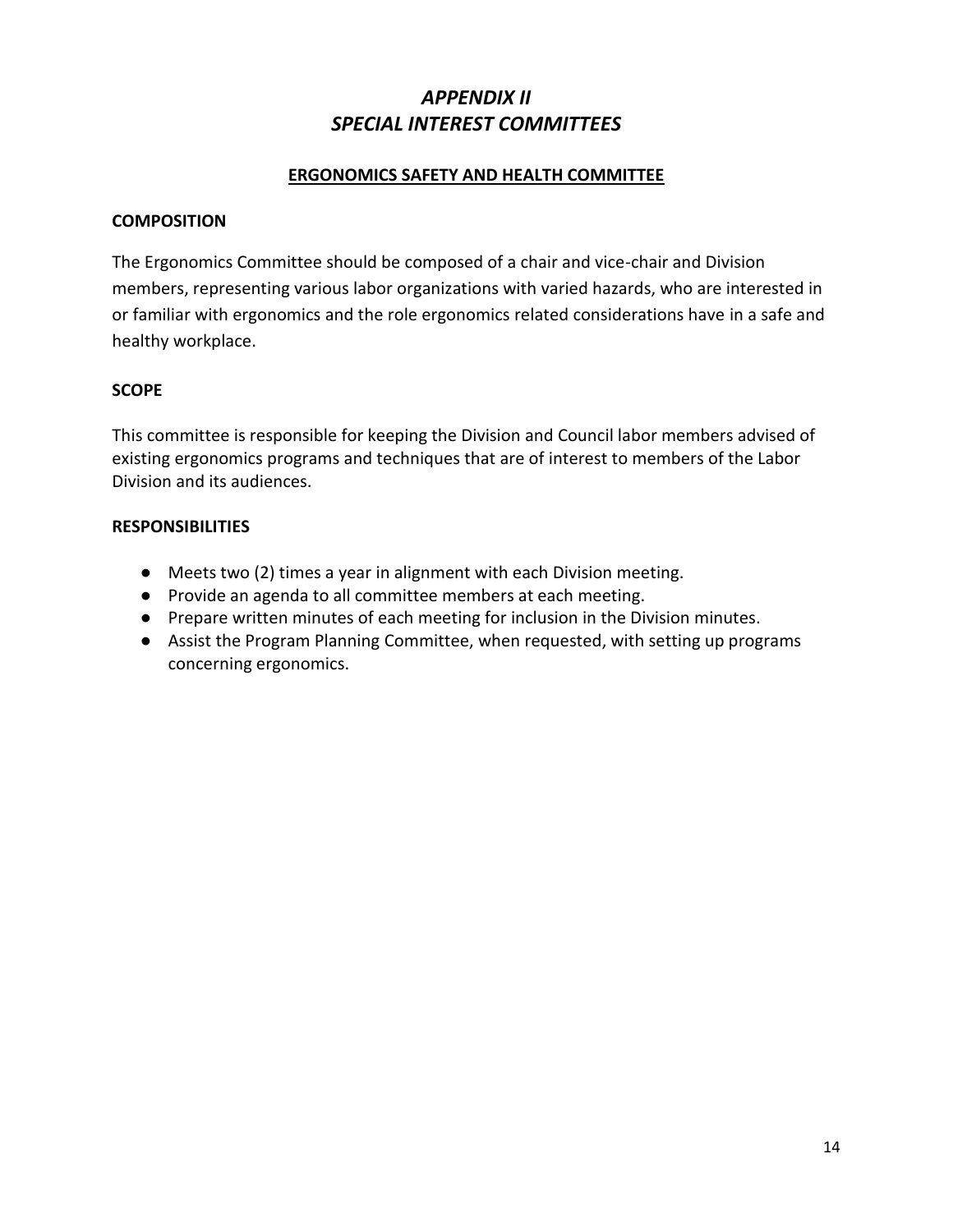# *APPENDIX II*
# *SPECIAL INTEREST COMMITTEES*

## ERGONOMICS SAFETY AND HEALTH COMMITTEE

### COMPOSITION

The Ergonomics Committee should be composed of a chair and vice-chair and Division members, representing various labor organizations with varied hazards, who are interested in or familiar with ergonomics and the role ergonomics related considerations have in a safe and healthy workplace.

### SCOPE

This committee is responsible for keeping the Division and Council labor members advised of existing ergonomics programs and techniques that are of interest to members of the Labor Division and its audiences.

### RESPONSIBILITIES

- Meets two (2) times a year in alignment with each Division meeting.
- Provide an agenda to all committee members at each meeting.
- Prepare written minutes of each meeting for inclusion in the Division minutes.
- Assist the Program Planning Committee, when requested, with setting up programs concerning ergonomics.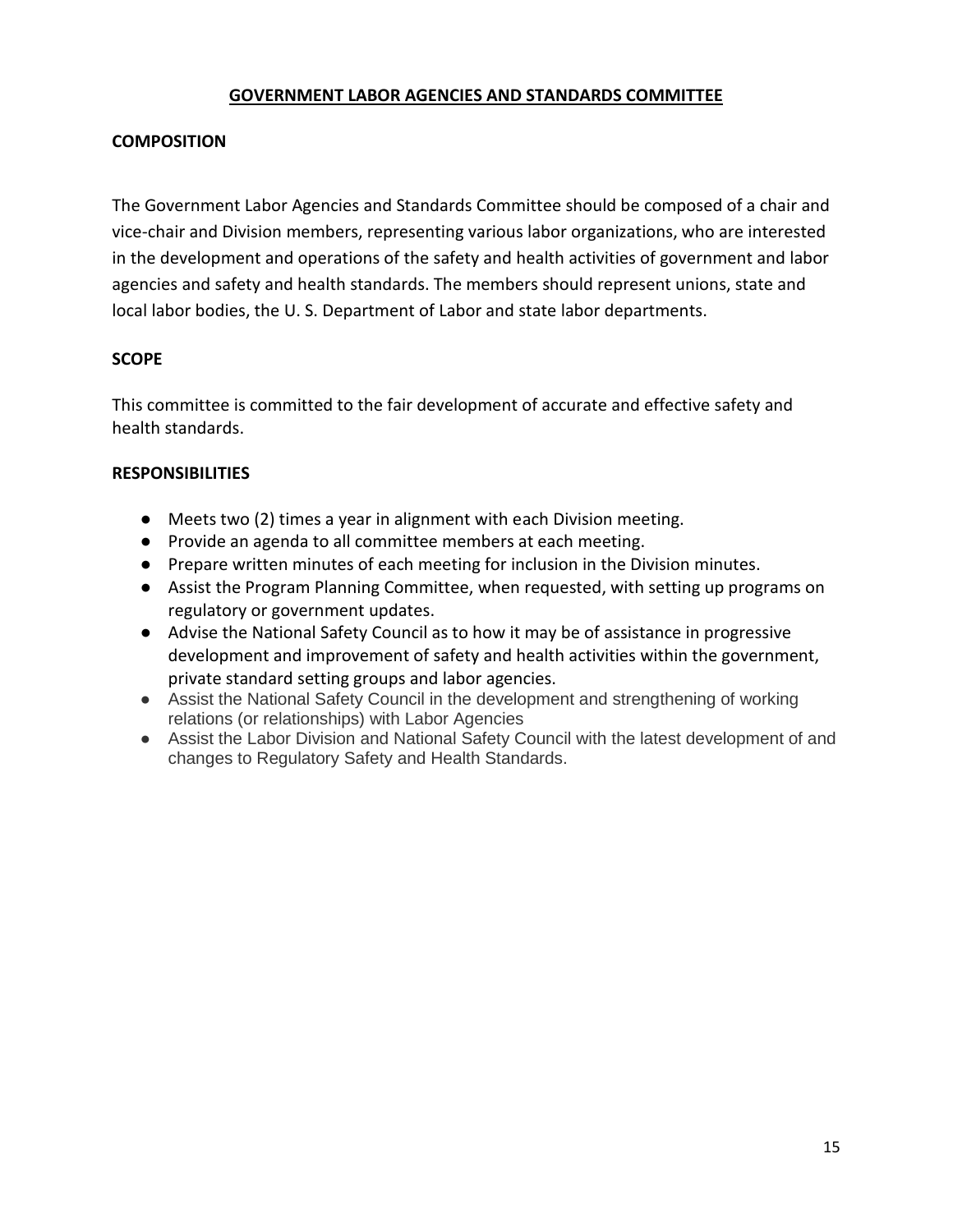## GOVERNMENT LABOR AGENCIES AND STANDARDS COMMITTEE

### COMPOSITION

The Government Labor Agencies and Standards Committee should be composed of a chair and vice-chair and Division members, representing various labor organizations, who are interested in the development and operations of the safety and health activities of government and labor agencies and safety and health standards. The members should represent unions, state and local labor bodies, the U. S. Department of Labor and state labor departments.

### SCOPE

This committee is committed to the fair development of accurate and effective safety and health standards.

### RESPONSIBILITIES

- Meets two (2) times a year in alignment with each Division meeting.
- Provide an agenda to all committee members at each meeting.
- Prepare written minutes of each meeting for inclusion in the Division minutes.
- Assist the Program Planning Committee, when requested, with setting up programs on regulatory or government updates.
- Advise the National Safety Council as to how it may be of assistance in progressive development and improvement of safety and health activities within the government, private standard setting groups and labor agencies.
- Assist the National Safety Council in the development and strengthening of working relations (or relationships) with Labor Agencies
- Assist the Labor Division and National Safety Council with the latest development of and changes to Regulatory Safety and Health Standards.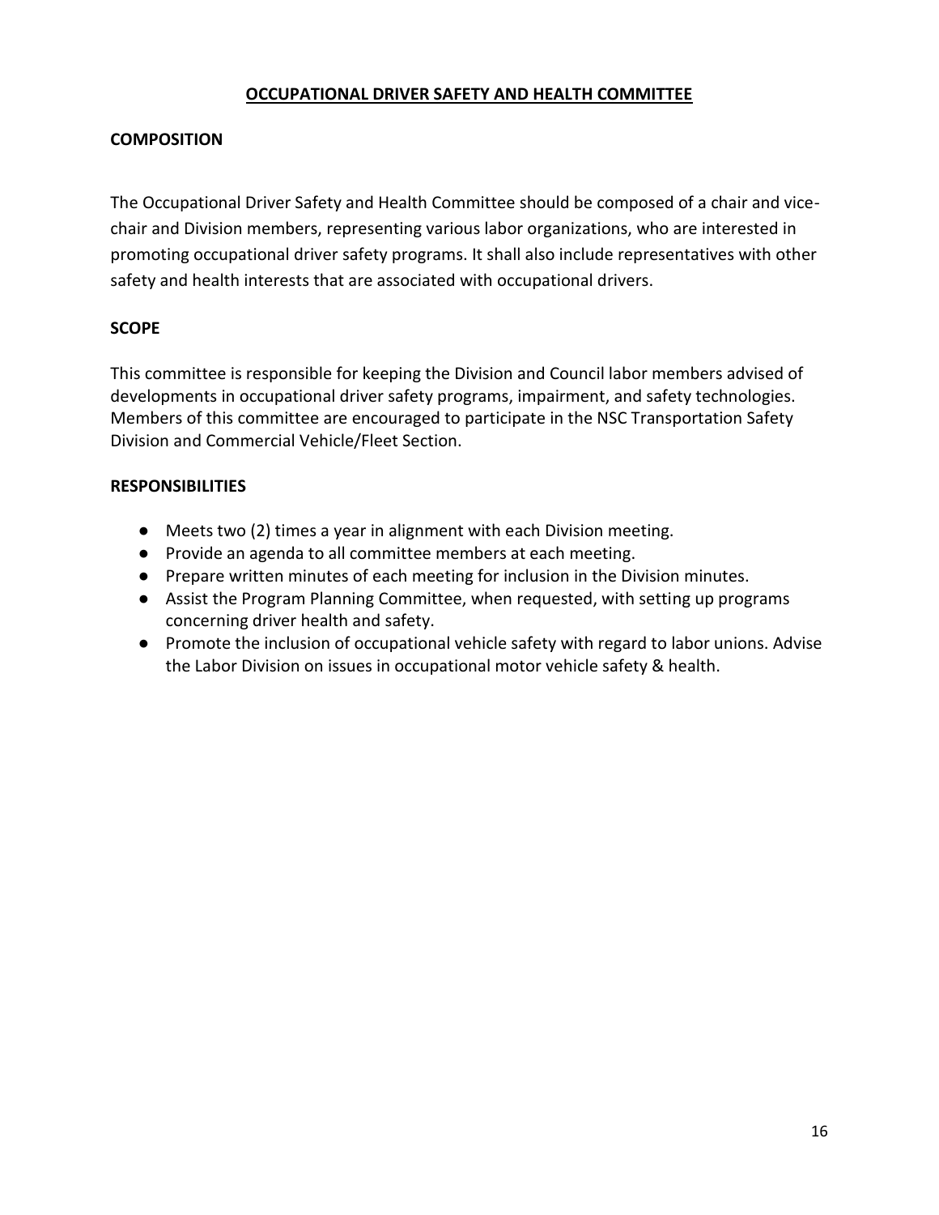# OCCUPATIONAL DRIVER SAFETY AND HEALTH COMMITTEE

## COMPOSITION

The Occupational Driver Safety and Health Committee should be composed of a chair and vice-chair and Division members, representing various labor organizations, who are interested in promoting occupational driver safety programs. It shall also include representatives with other safety and health interests that are associated with occupational drivers.

## SCOPE

This committee is responsible for keeping the Division and Council labor members advised of developments in occupational driver safety programs, impairment, and safety technologies. Members of this committee are encouraged to participate in the NSC Transportation Safety Division and Commercial Vehicle/Fleet Section.

## RESPONSIBILITIES

- Meets two (2) times a year in alignment with each Division meeting.
- Provide an agenda to all committee members at each meeting.
- Prepare written minutes of each meeting for inclusion in the Division minutes.
- Assist the Program Planning Committee, when requested, with setting up programs concerning driver health and safety.
- Promote the inclusion of occupational vehicle safety with regard to labor unions. Advise the Labor Division on issues in occupational motor vehicle safety & health.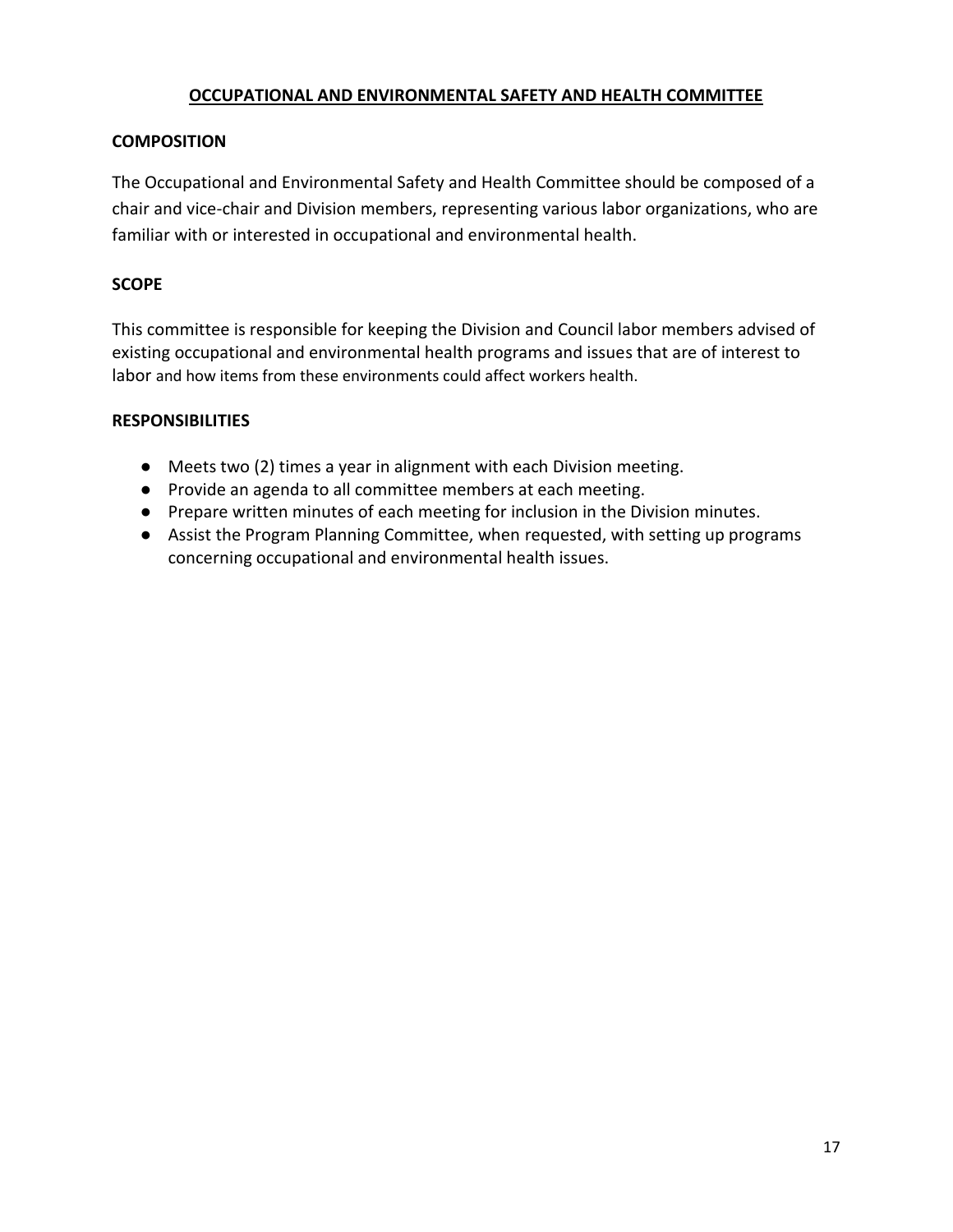# OCCUPATIONAL AND ENVIRONMENTAL SAFETY AND HEALTH COMMITTEE

## COMPOSITION

The Occupational and Environmental Safety and Health Committee should be composed of a chair and vice-chair and Division members, representing various labor organizations, who are familiar with or interested in occupational and environmental health.

## SCOPE

This committee is responsible for keeping the Division and Council labor members advised of existing occupational and environmental health programs and issues that are of interest to labor and how items from these environments could affect workers health.

## RESPONSIBILITIES

- Meets two (2) times a year in alignment with each Division meeting.
- Provide an agenda to all committee members at each meeting.
- Prepare written minutes of each meeting for inclusion in the Division minutes.
- Assist the Program Planning Committee, when requested, with setting up programs concerning occupational and environmental health issues.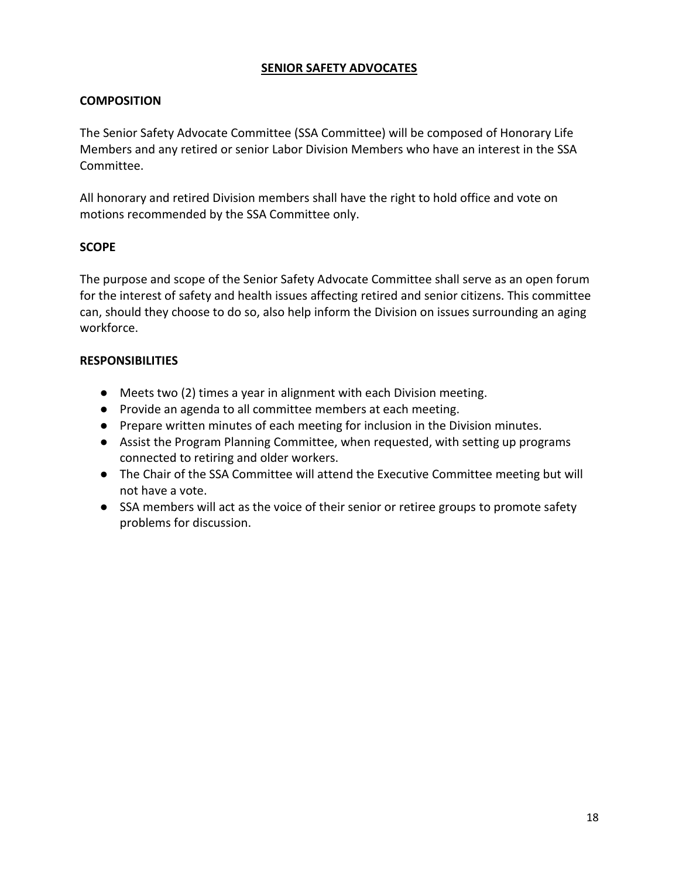# SENIOR SAFETY ADVOCATES

## COMPOSITION

The Senior Safety Advocate Committee (SSA Committee) will be composed of Honorary Life Members and any retired or senior Labor Division Members who have an interest in the SSA Committee.

All honorary and retired Division members shall have the right to hold office and vote on motions recommended by the SSA Committee only.

## SCOPE

The purpose and scope of the Senior Safety Advocate Committee shall serve as an open forum for the interest of safety and health issues affecting retired and senior citizens. This committee can, should they choose to do so, also help inform the Division on issues surrounding an aging workforce.

## RESPONSIBILITIES

- Meets two (2) times a year in alignment with each Division meeting.
- Provide an agenda to all committee members at each meeting.
- Prepare written minutes of each meeting for inclusion in the Division minutes.
- Assist the Program Planning Committee, when requested, with setting up programs connected to retiring and older workers.
- The Chair of the SSA Committee will attend the Executive Committee meeting but will not have a vote.
- SSA members will act as the voice of their senior or retiree groups to promote safety problems for discussion.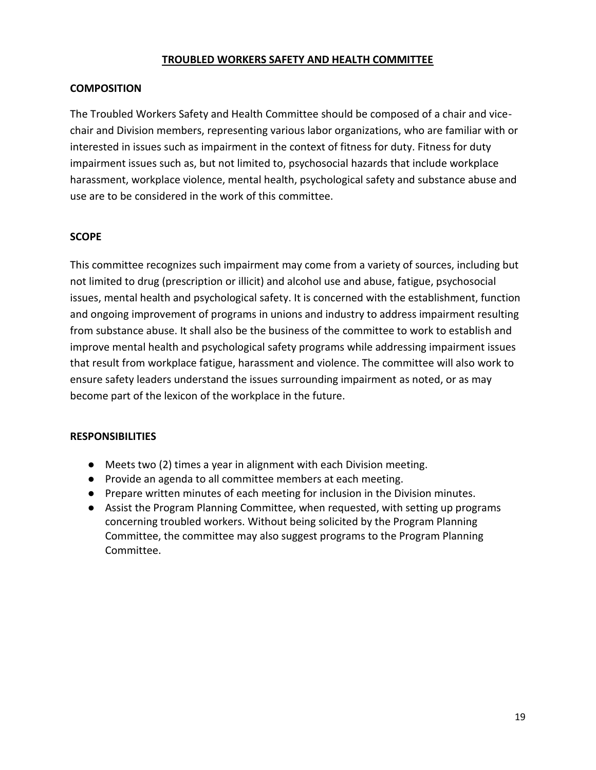# TROUBLED WORKERS SAFETY AND HEALTH COMMITTEE

## COMPOSITION

The Troubled Workers Safety and Health Committee should be composed of a chair and vice-chair and Division members, representing various labor organizations, who are familiar with or interested in issues such as impairment in the context of fitness for duty. Fitness for duty impairment issues such as, but not limited to, psychosocial hazards that include workplace harassment, workplace violence, mental health, psychological safety and substance abuse and use are to be considered in the work of this committee.

## SCOPE

This committee recognizes such impairment may come from a variety of sources, including but not limited to drug (prescription or illicit) and alcohol use and abuse, fatigue, psychosocial issues, mental health and psychological safety. It is concerned with the establishment, function and ongoing improvement of programs in unions and industry to address impairment resulting from substance abuse. It shall also be the business of the committee to work to establish and improve mental health and psychological safety programs while addressing impairment issues that result from workplace fatigue, harassment and violence. The committee will also work to ensure safety leaders understand the issues surrounding impairment as noted, or as may become part of the lexicon of the workplace in the future.

## RESPONSIBILITIES

- Meets two (2) times a year in alignment with each Division meeting.
- Provide an agenda to all committee members at each meeting.
- Prepare written minutes of each meeting for inclusion in the Division minutes.
- Assist the Program Planning Committee, when requested, with setting up programs concerning troubled workers. Without being solicited by the Program Planning Committee, the committee may also suggest programs to the Program Planning Committee.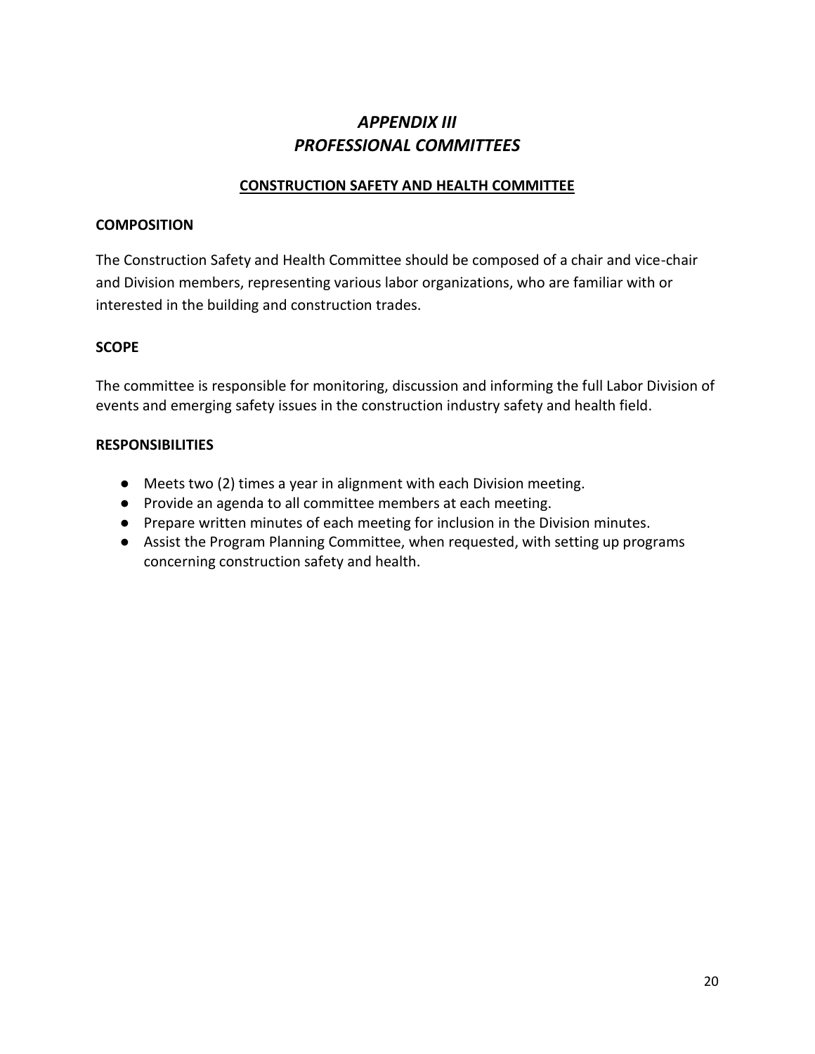# *APPENDIX III*
# *PROFESSIONAL COMMITTEES*

## CONSTRUCTION SAFETY AND HEALTH COMMITTEE

### COMPOSITION

The Construction Safety and Health Committee should be composed of a chair and vice-chair and Division members, representing various labor organizations, who are familiar with or interested in the building and construction trades.

### SCOPE

The committee is responsible for monitoring, discussion and informing the full Labor Division of events and emerging safety issues in the construction industry safety and health field.

### RESPONSIBILITIES

- Meets two (2) times a year in alignment with each Division meeting.
- Provide an agenda to all committee members at each meeting.
- Prepare written minutes of each meeting for inclusion in the Division minutes.
- Assist the Program Planning Committee, when requested, with setting up programs concerning construction safety and health.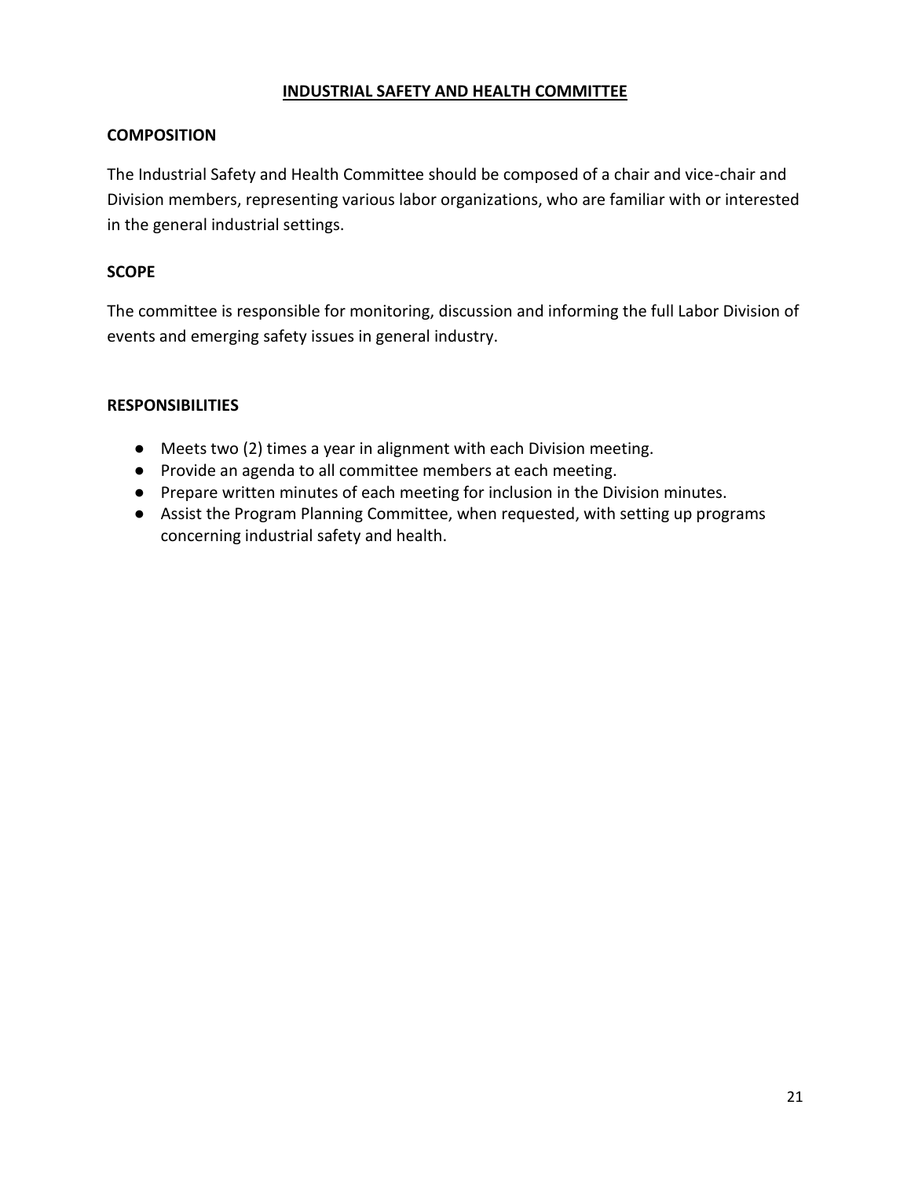# INDUSTRIAL SAFETY AND HEALTH COMMITTEE

## COMPOSITION

The Industrial Safety and Health Committee should be composed of a chair and vice-chair and Division members, representing various labor organizations, who are familiar with or interested in the general industrial settings.

## SCOPE

The committee is responsible for monitoring, discussion and informing the full Labor Division of events and emerging safety issues in general industry.

## RESPONSIBILITIES

- Meets two (2) times a year in alignment with each Division meeting.
- Provide an agenda to all committee members at each meeting.
- Prepare written minutes of each meeting for inclusion in the Division minutes.
- Assist the Program Planning Committee, when requested, with setting up programs concerning industrial safety and health.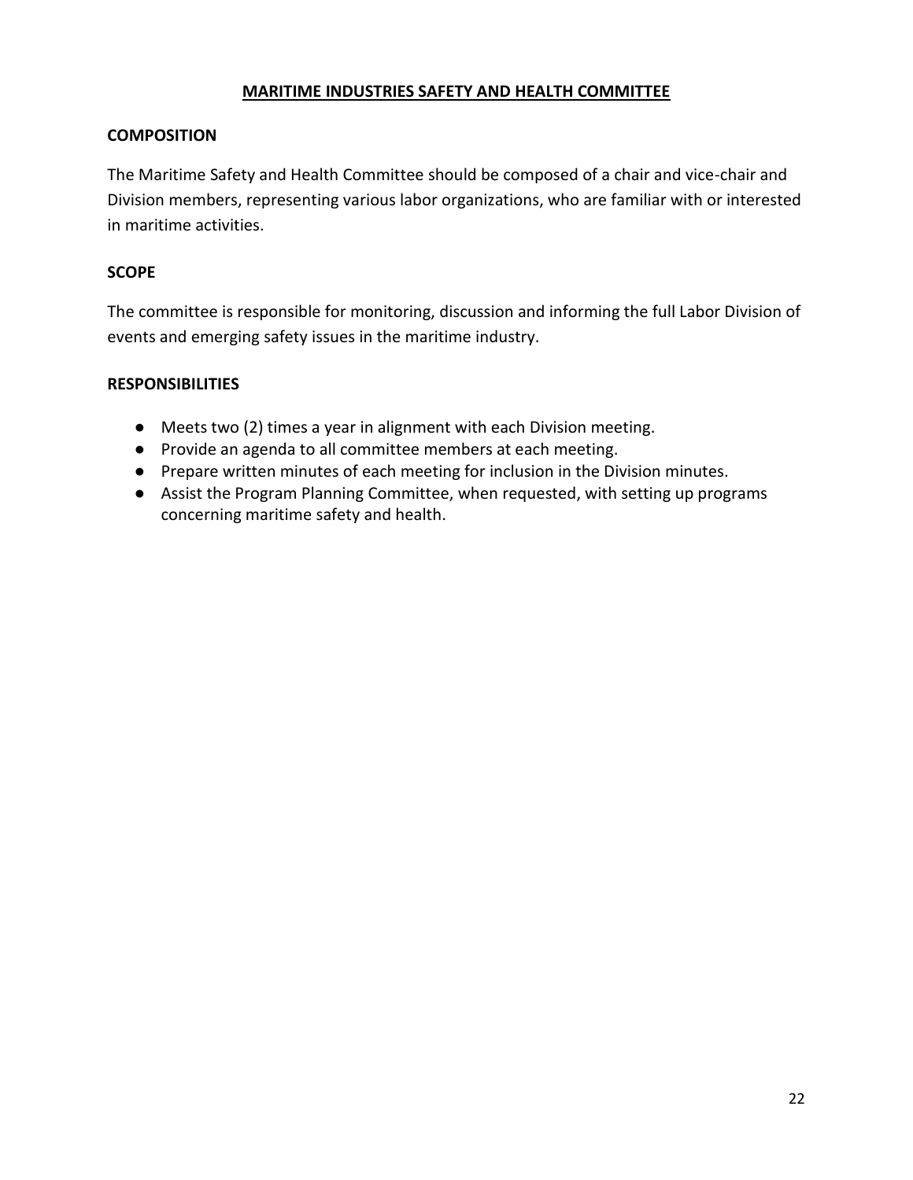# MARITIME INDUSTRIES SAFETY AND HEALTH COMMITTEE

## COMPOSITION

The Maritime Safety and Health Committee should be composed of a chair and vice-chair and Division members, representing various labor organizations, who are familiar with or interested in maritime activities.

## SCOPE

The committee is responsible for monitoring, discussion and informing the full Labor Division of events and emerging safety issues in the maritime industry.

## RESPONSIBILITIES

- Meets two (2) times a year in alignment with each Division meeting.
- Provide an agenda to all committee members at each meeting.
- Prepare written minutes of each meeting for inclusion in the Division minutes.
- Assist the Program Planning Committee, when requested, with setting up programs concerning maritime safety and health.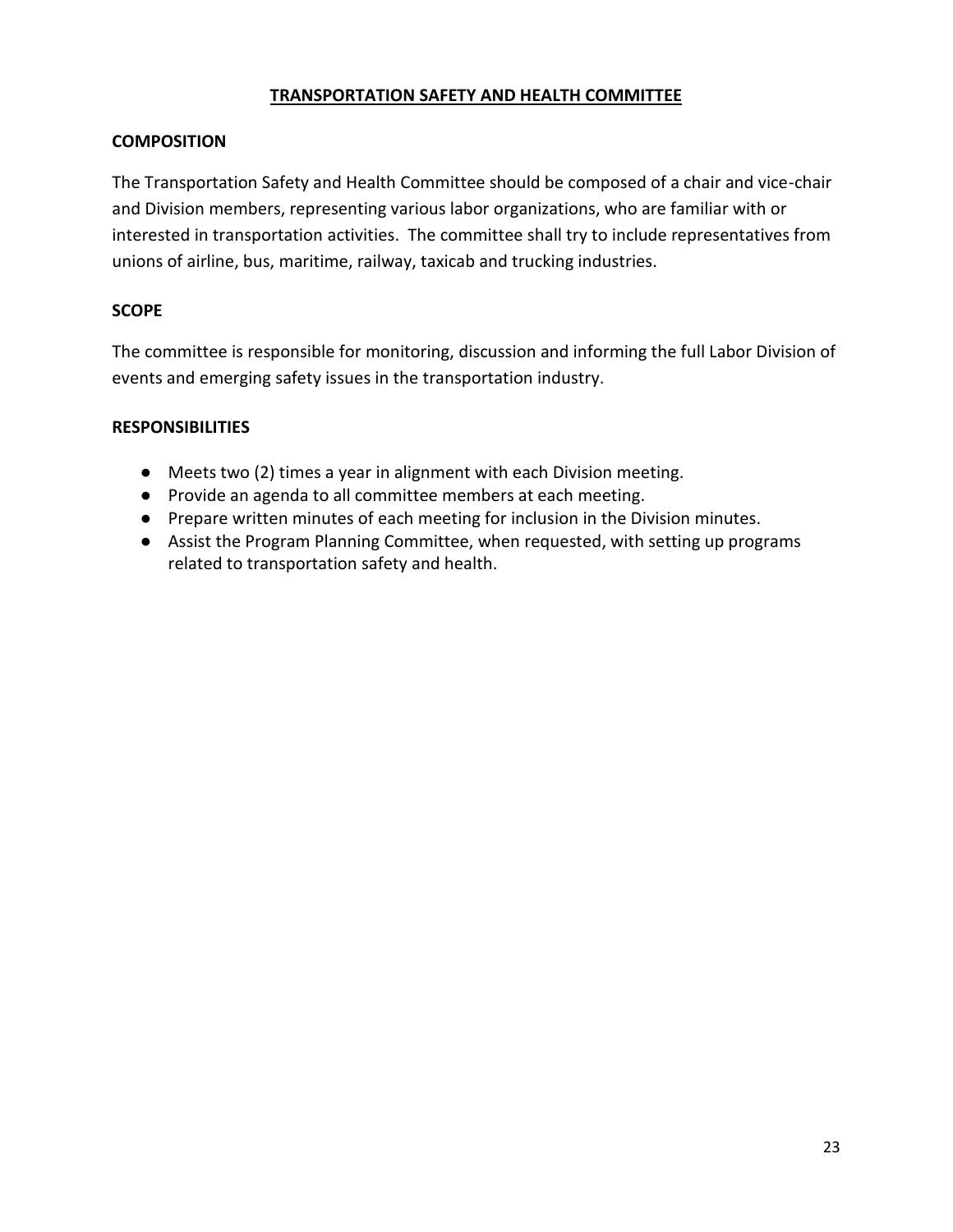# TRANSPORTATION SAFETY AND HEALTH COMMITTEE

## COMPOSITION

The Transportation Safety and Health Committee should be composed of a chair and vice-chair and Division members, representing various labor organizations, who are familiar with or interested in transportation activities. The committee shall try to include representatives from unions of airline, bus, maritime, railway, taxicab and trucking industries.

## SCOPE

The committee is responsible for monitoring, discussion and informing the full Labor Division of events and emerging safety issues in the transportation industry.

## RESPONSIBILITIES

- Meets two (2) times a year in alignment with each Division meeting.
- Provide an agenda to all committee members at each meeting.
- Prepare written minutes of each meeting for inclusion in the Division minutes.
- Assist the Program Planning Committee, when requested, with setting up programs related to transportation safety and health.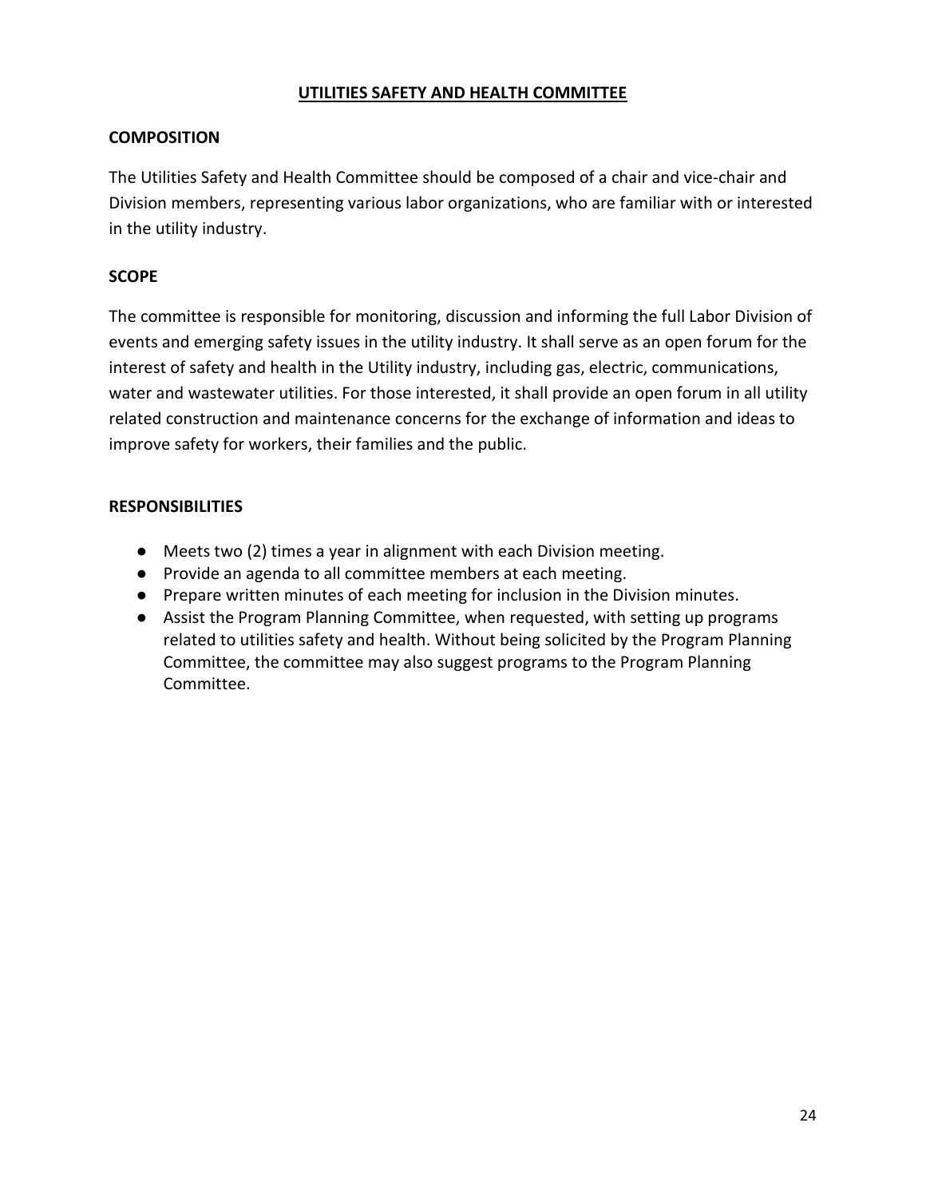## UTILITIES SAFETY AND HEALTH COMMITTEE

### COMPOSITION

The Utilities Safety and Health Committee should be composed of a chair and vice-chair and Division members, representing various labor organizations, who are familiar with or interested in the utility industry.

### SCOPE

The committee is responsible for monitoring, discussion and informing the full Labor Division of events and emerging safety issues in the utility industry. It shall serve as an open forum for the interest of safety and health in the Utility industry, including gas, electric, communications, water and wastewater utilities. For those interested, it shall provide an open forum in all utility related construction and maintenance concerns for the exchange of information and ideas to improve safety for workers, their families and the public.

### RESPONSIBILITIES

- Meets two (2) times a year in alignment with each Division meeting.
- Provide an agenda to all committee members at each meeting.
- Prepare written minutes of each meeting for inclusion in the Division minutes.
- Assist the Program Planning Committee, when requested, with setting up programs related to utilities safety and health. Without being solicited by the Program Planning Committee, the committee may also suggest programs to the Program Planning Committee.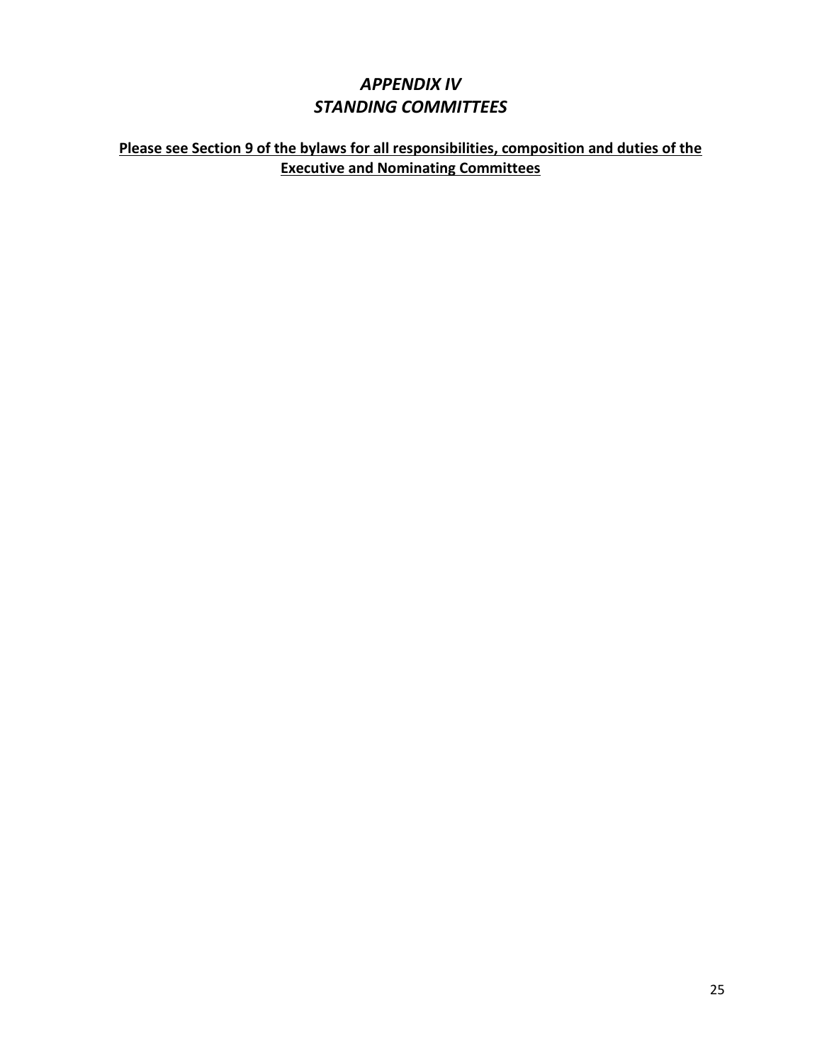# *APPENDIX IV*
# *STANDING COMMITTEES*

**Please see Section 9 of the bylaws for all responsibilities, composition and duties of the Executive and Nominating Committees**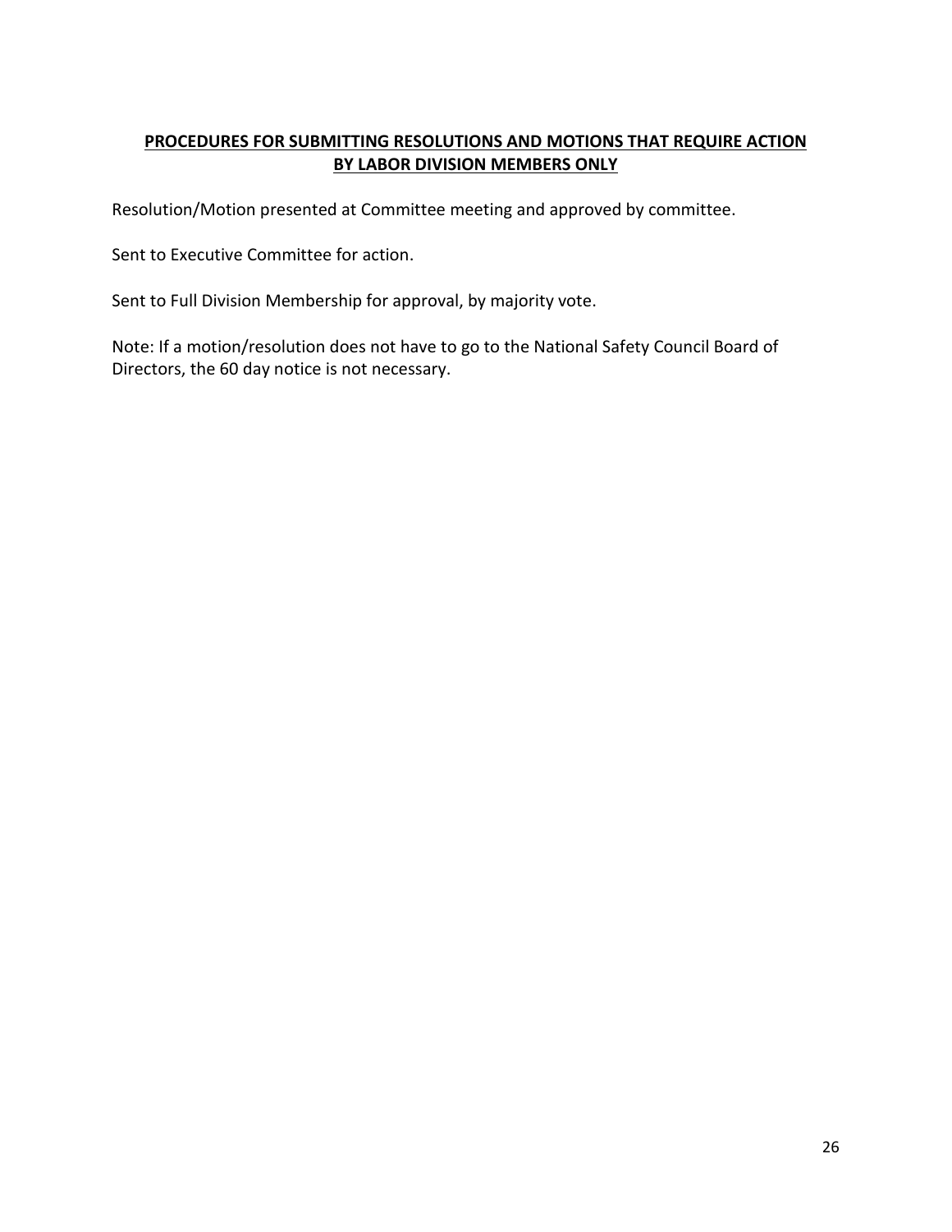## **PROCEDURES FOR SUBMITTING RESOLUTIONS AND MOTIONS THAT REQUIRE ACTION BY LABOR DIVISION MEMBERS ONLY**

Resolution/Motion presented at Committee meeting and approved by committee.

Sent to Executive Committee for action.

Sent to Full Division Membership for approval, by majority vote.

Note: If a motion/resolution does not have to go to the National Safety Council Board of Directors, the 60 day notice is not necessary.